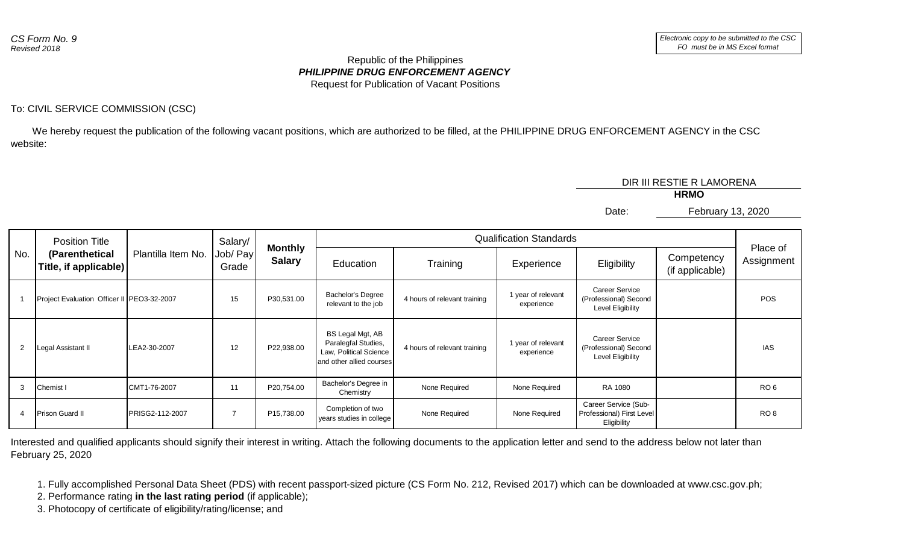*CS Form No. 9*
*Revised 2018*

*Electronic copy to be submitted to the CSC FO must be in MS Excel format*

Republic of the Philippines
***PHILIPPINE DRUG ENFORCEMENT AGENCY***
Request for Publication of Vacant Positions

To: CIVIL SERVICE COMMISSION (CSC)

We hereby request the publication of the following vacant positions, which are authorized to be filled, at the PHILIPPINE DRUG ENFORCEMENT AGENCY in the CSC website:

DIR III RESTIE R LAMORENA
**HRMO**

Date: February 13, 2020

| No. | Position Title **(Parenthetical Title, if applicable)** | Plantilla Item No. | Salary/ Job/ Pay Grade | **Monthly Salary** | Qualification Standards | | | | | Place of Assignment |
|---|---|---|---|---|---|---|---|---|---|---|
| | | | | | Education | Training | Experience | Eligibility | Competency (if applicable) | |
| 1 | Project Evaluation Officer II | PEO3-32-2007 | 15 | P30,531.00 | Bachelor's Degree relevant to the job | 4 hours of relevant training | 1 year of relevant experience | Career Service (Professional) Second Level Eligibility | | POS |
| 2 | Legal Assistant II | LEA2-30-2007 | 12 | P22,938.00 | BS Legal Mgt, AB Paralegfal Studies, Law, Political Science and other allied courses | 4 hours of relevant training | 1 year of relevant experience | Career Service (Professional) Second Level Eligibility | | IAS |
| 3 | Chemist I | CMT1-76-2007 | 11 | P20,754.00 | Bachelor's Degree in Chemistry | None Required | None Required | RA 1080 | | RO 6 |
| 4 | Prison Guard II | PRISG2-112-2007 | 7 | P15,738.00 | Completion of two years studies in college | None Required | None Required | Career Service (Sub-Professional) First Level Eligibility | | RO 8 |

Interested and qualified applicants should signify their interest in writing. Attach the following documents to the application letter and send to the address below not later than February 25, 2020

1. Fully accomplished Personal Data Sheet (PDS) with recent passport-sized picture (CS Form No. 212, Revised 2017) which can be downloaded at www.csc.gov.ph;
2. Performance rating **in the last rating period** (if applicable);
3. Photocopy of certificate of eligibility/rating/license; and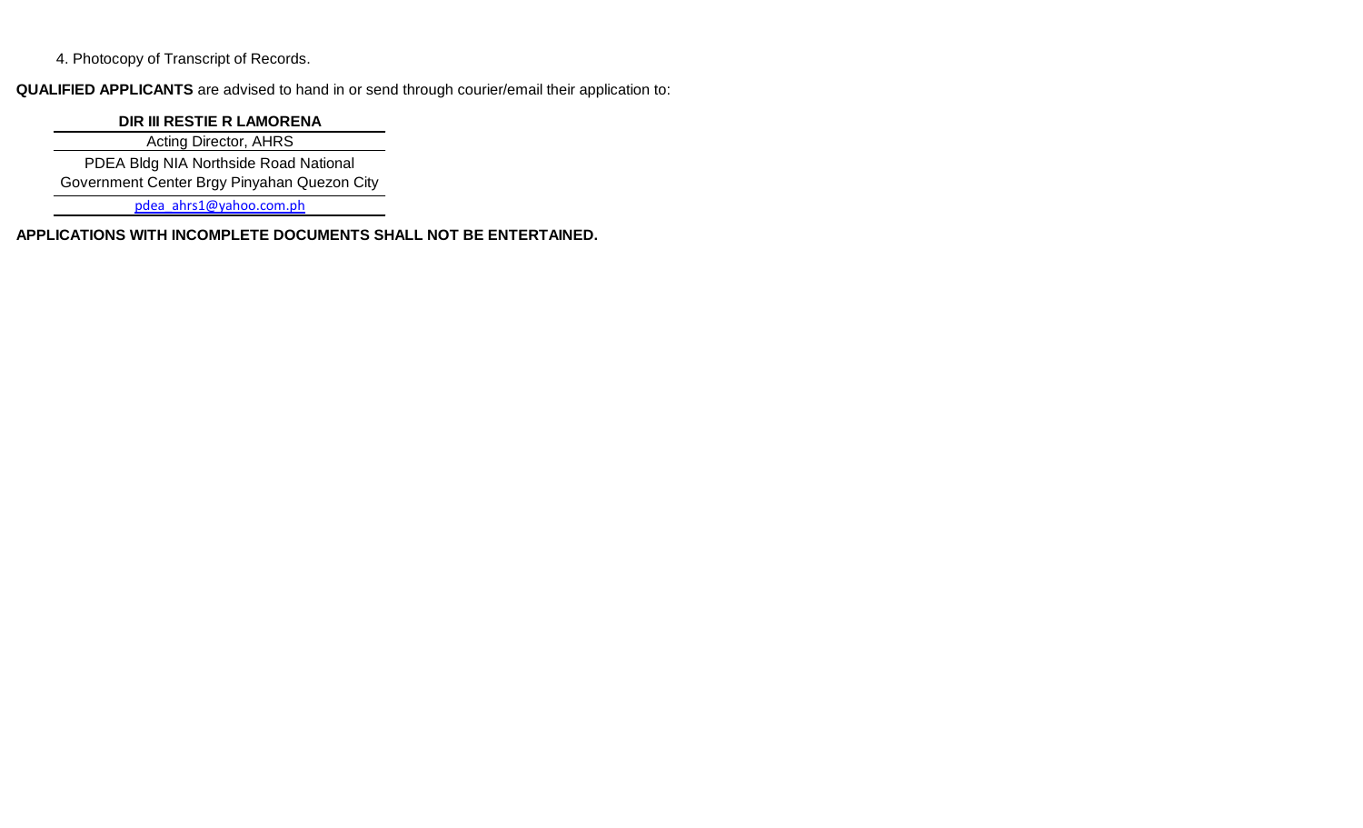4. Photocopy of Transcript of Records.

**QUALIFIED APPLICANTS** are advised to hand in or send through courier/email their application to:

**DIR III RESTIE R LAMORENA**
Acting Director, AHRS
PDEA Bldg NIA Northside Road National Government Center Brgy Pinyahan Quezon City
pdea_ahrs1@yahoo.com.ph

**APPLICATIONS WITH INCOMPLETE DOCUMENTS SHALL NOT BE ENTERTAINED.**